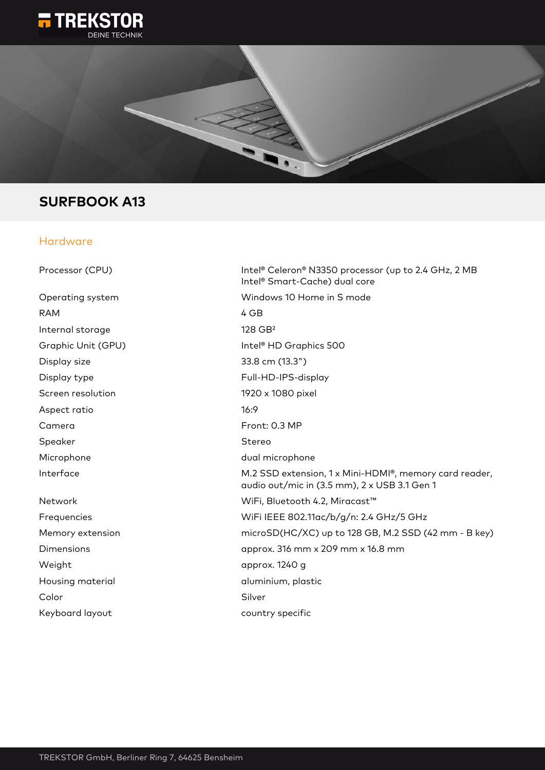# SURFBOOK A13

## Hardware

| | |
|---|---|
| Processor (CPU) | Intel® Celeron® N3350 processor (up to 2.4 GHz, 2 MB Intel® Smart-Cache) dual core |
| Operating system | Windows 10 Home in S mode |
| RAM | 4 GB |
| Internal storage | 128 GB[2] |
| Graphic Unit (GPU) | Intel® HD Graphics 500 |
| Display size | 33.8 cm (13.3") |
| Display type | Full-HD-IPS-display |
| Screen resolution | 1920 x 1080 pixel |
| Aspect ratio | 16:9 |
| Camera | Front: 0.3 MP |
| Speaker | Stereo |
| Microphone | dual microphone |
| Interface | M.2 SSD extension, 1 x Mini-HDMI®, memory card reader, audio out/mic in (3.5 mm), 2 x USB 3.1 Gen 1 |
| Network | WiFi, Bluetooth 4.2, Miracast™ |
| Frequencies | WiFi IEEE 802.11ac/b/g/n: 2.4 GHz/5 GHz |
| Memory extension | microSD(HC/XC) up to 128 GB, M.2 SSD (42 mm - B key) |
| Dimensions | approx. 316 mm x 209 mm x 16.8 mm |
| Weight | approx. 1240 g |
| Housing material | aluminium, plastic |
| Color | Silver |
| Keyboard layout | country specific |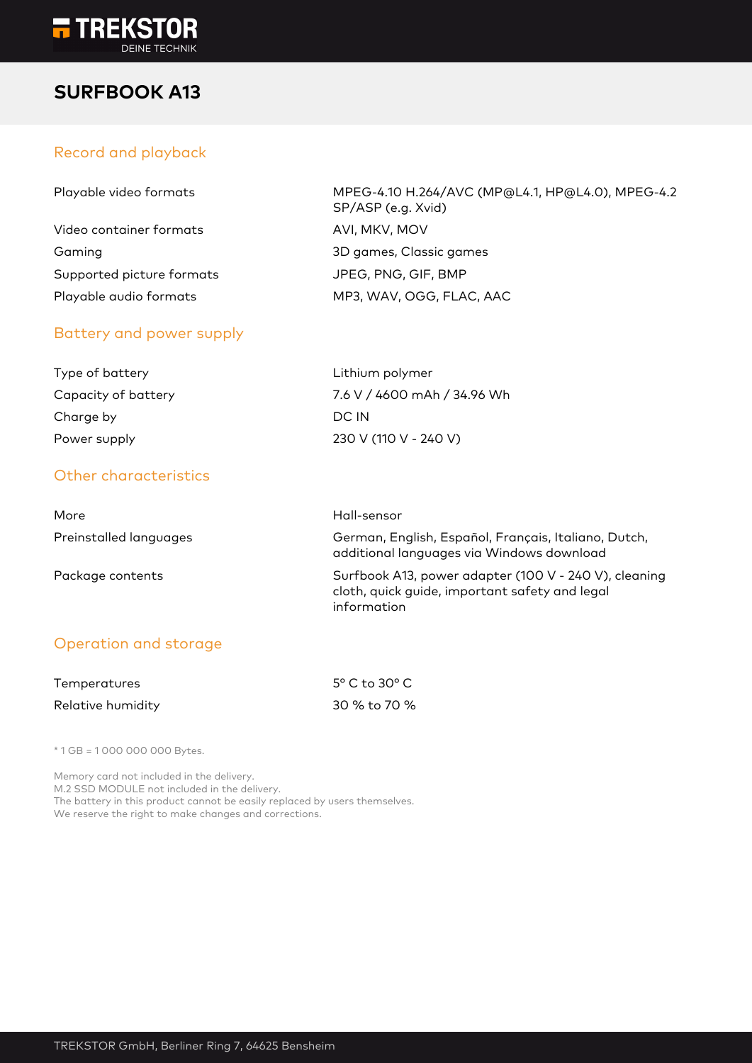## SURFBOOK A13

### Record and playback

| | |
|---|---|
| Playable video formats | MPEG-4.10 H.264/AVC (MP@L4.1, HP@L4.0), MPEG-4.2 SP/ASP (e.g. Xvid) |
| Video container formats | AVI, MKV, MOV |
| Gaming | 3D games, Classic games |
| Supported picture formats | JPEG, PNG, GIF, BMP |
| Playable audio formats | MP3, WAV, OGG, FLAC, AAC |

### Battery and power supply

| | |
|---|---|
| Type of battery | Lithium polymer |
| Capacity of battery | 7.6 V / 4600 mAh / 34.96 Wh |
| Charge by | DC IN |
| Power supply | 230 V (110 V - 240 V) |

### Other characteristics

| | |
|---|---|
| More | Hall-sensor |
| Preinstalled languages | German, English, Español, Français, Italiano, Dutch, additional languages via Windows download |
| Package contents | Surfbook A13, power adapter (100 V - 240 V), cleaning cloth, quick guide, important safety and legal information |

### Operation and storage

| | |
|---|---|
| Temperatures | 5° C to 30° C |
| Relative humidity | 30 % to 70 % |

* 1 GB = 1 000 000 000 Bytes.

Memory card not included in the delivery.
M.2 SSD MODULE not included in the delivery.
The battery in this product cannot be easily replaced by users themselves.
We reserve the right to make changes and corrections.

TREKSTOR GmbH, Berliner Ring 7, 64625 Bensheim